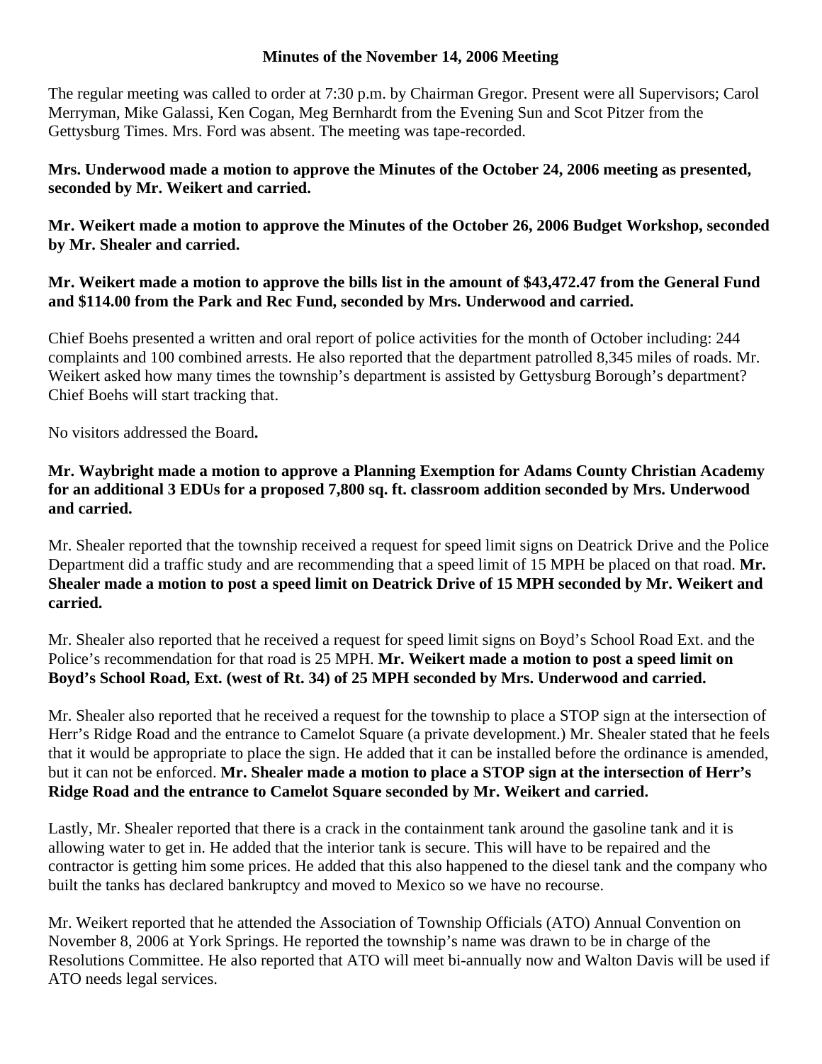# Minutes of the November 14, 2006 Meeting

The regular meeting was called to order at 7:30 p.m. by Chairman Gregor. Present were all Supervisors; Carol Merryman, Mike Galassi, Ken Cogan, Meg Bernhardt from the Evening Sun and Scot Pitzer from the Gettysburg Times. Mrs. Ford was absent. The meeting was tape-recorded.

**Mrs. Underwood made a motion to approve the Minutes of the October 24, 2006 meeting as presented, seconded by Mr. Weikert and carried.**

**Mr. Weikert made a motion to approve the Minutes of the October 26, 2006 Budget Workshop, seconded by Mr. Shealer and carried.**

**Mr. Weikert made a motion to approve the bills list in the amount of $43,472.47 from the General Fund and $114.00 from the Park and Rec Fund, seconded by Mrs. Underwood and carried.**

Chief Boehs presented a written and oral report of police activities for the month of October including: 244 complaints and 100 combined arrests. He also reported that the department patrolled 8,345 miles of roads. Mr. Weikert asked how many times the township's department is assisted by Gettysburg Borough's department? Chief Boehs will start tracking that.

No visitors addressed the Board**.**

**Mr. Waybright made a motion to approve a Planning Exemption for Adams County Christian Academy for an additional 3 EDUs for a proposed 7,800 sq. ft. classroom addition seconded by Mrs. Underwood and carried.**

Mr. Shealer reported that the township received a request for speed limit signs on Deatrick Drive and the Police Department did a traffic study and are recommending that a speed limit of 15 MPH be placed on that road. **Mr. Shealer made a motion to post a speed limit on Deatrick Drive of 15 MPH seconded by Mr. Weikert and carried.**

Mr. Shealer also reported that he received a request for speed limit signs on Boyd's School Road Ext. and the Police's recommendation for that road is 25 MPH. **Mr. Weikert made a motion to post a speed limit on Boyd's School Road, Ext. (west of Rt. 34) of 25 MPH seconded by Mrs. Underwood and carried.**

Mr. Shealer also reported that he received a request for the township to place a STOP sign at the intersection of Herr's Ridge Road and the entrance to Camelot Square (a private development.) Mr. Shealer stated that he feels that it would be appropriate to place the sign. He added that it can be installed before the ordinance is amended, but it can not be enforced. **Mr. Shealer made a motion to place a STOP sign at the intersection of Herr's Ridge Road and the entrance to Camelot Square seconded by Mr. Weikert and carried.**

Lastly, Mr. Shealer reported that there is a crack in the containment tank around the gasoline tank and it is allowing water to get in. He added that the interior tank is secure. This will have to be repaired and the contractor is getting him some prices. He added that this also happened to the diesel tank and the company who built the tanks has declared bankruptcy and moved to Mexico so we have no recourse.

Mr. Weikert reported that he attended the Association of Township Officials (ATO) Annual Convention on November 8, 2006 at York Springs. He reported the township's name was drawn to be in charge of the Resolutions Committee. He also reported that ATO will meet bi-annually now and Walton Davis will be used if ATO needs legal services.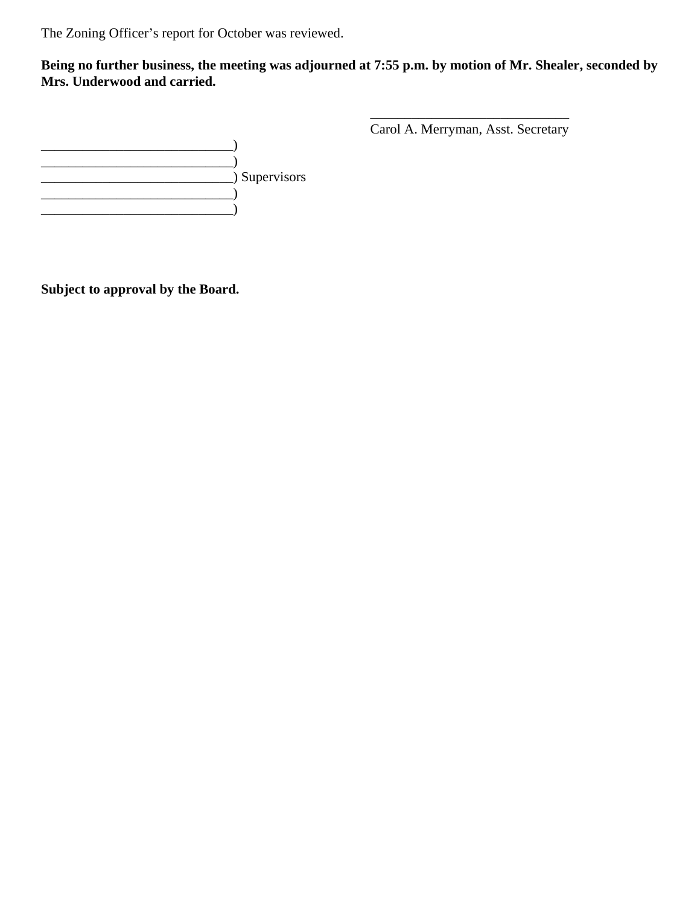The Zoning Officer’s report for October was reviewed.

**Being no further business, the meeting was adjourned at 7:55 p.m. by motion of Mr. Shealer, seconded by Mrs. Underwood and carried.**

\_\_\_\_\_\_\_\_\_\_\_\_\_\_\_\_\_\_\_\_\_\_\_\_\_\_\_\_\_\_
Carol A. Merryman, Asst. Secretary

\_\_\_\_\_\_\_\_\_\_\_\_\_\_\_\_\_\_\_\_\_\_\_\_\_\_\_\_)
\_\_\_\_\_\_\_\_\_\_\_\_\_\_\_\_\_\_\_\_\_\_\_\_\_\_\_\_)
\_\_\_\_\_\_\_\_\_\_\_\_\_\_\_\_\_\_\_\_\_\_\_\_\_\_\_\_) Supervisors
\_\_\_\_\_\_\_\_\_\_\_\_\_\_\_\_\_\_\_\_\_\_\_\_\_\_\_\_)
\_\_\_\_\_\_\_\_\_\_\_\_\_\_\_\_\_\_\_\_\_\_\_\_\_\_\_\_)

**Subject to approval by the Board.**